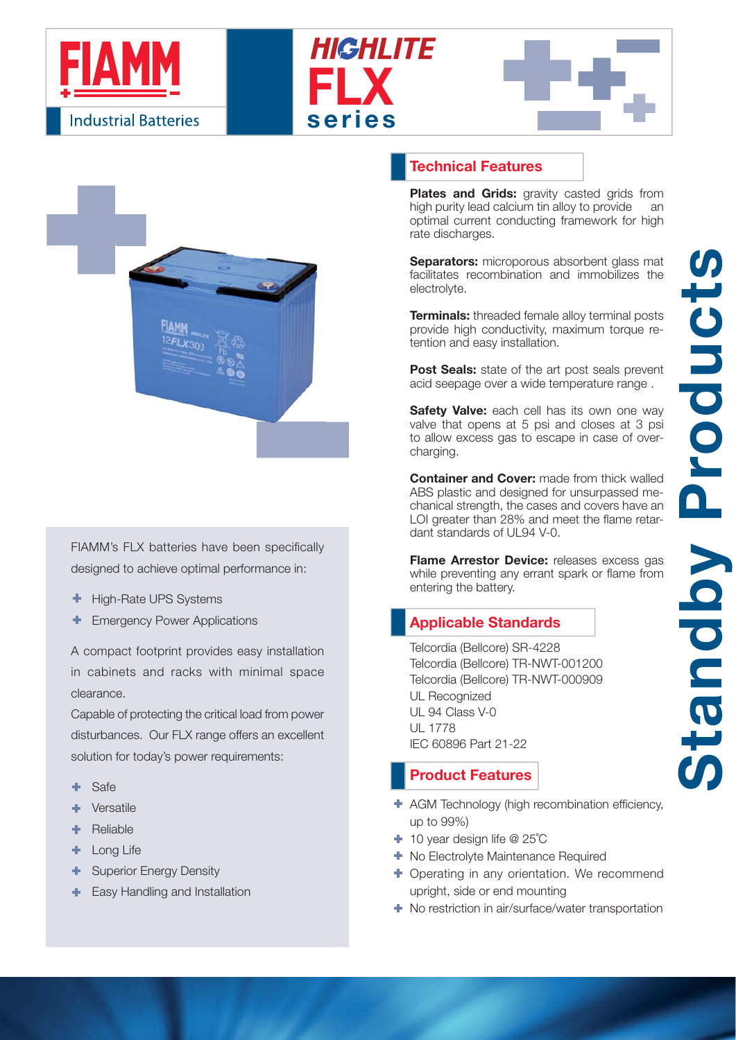FIAMM

Industrial Batteries

# HIGHLITE FLX series

Standby Products

FIAMM's FLX batteries have been specifically designed to achieve optimal performance in:

- High-Rate UPS Systems
- Emergency Power Applications

A compact footprint provides easy installation in cabinets and racks with minimal space clearance.

Capable of protecting the critical load from power disturbances. Our FLX range offers an excellent solution for today's power requirements:

- Safe
- Versatile
- Reliable
- Long Life
- Superior Energy Density
- Easy Handling and Installation

## Technical Features

**Plates and Grids:** gravity casted grids from high purity lead calcium tin alloy to provide an optimal current conducting framework for high rate discharges.

**Separators:** microporous absorbent glass mat facilitates recombination and immobilizes the electrolyte.

**Terminals:** threaded female alloy terminal posts provide high conductivity, maximum torque retention and easy installation.

**Post Seals:** state of the art post seals prevent acid seepage over a wide temperature range .

**Safety Valve:** each cell has its own one way valve that opens at 5 psi and closes at 3 psi to allow excess gas to escape in case of overcharging.

**Container and Cover:** made from thick walled ABS plastic and designed for unsurpassed mechanical strength, the cases and covers have an LOI greater than 28% and meet the flame retardant standards of UL94 V-0.

**Flame Arrestor Device:** releases excess gas while preventing any errant spark or flame from entering the battery.

## Applicable Standards

Telcordia (Bellcore) SR-4228
Telcordia (Bellcore) TR-NWT-001200
Telcordia (Bellcore) TR-NWT-000909
UL Recognized
UL 94 Class V-0
UL 1778
IEC 60896 Part 21-22

## Product Features

- AGM Technology (high recombination efficiency, up to 99%)
- 10 year design life @ 25˚C
- No Electrolyte Maintenance Required
- Operating in any orientation. We recommend upright, side or end mounting
- No restriction in air/surface/water transportation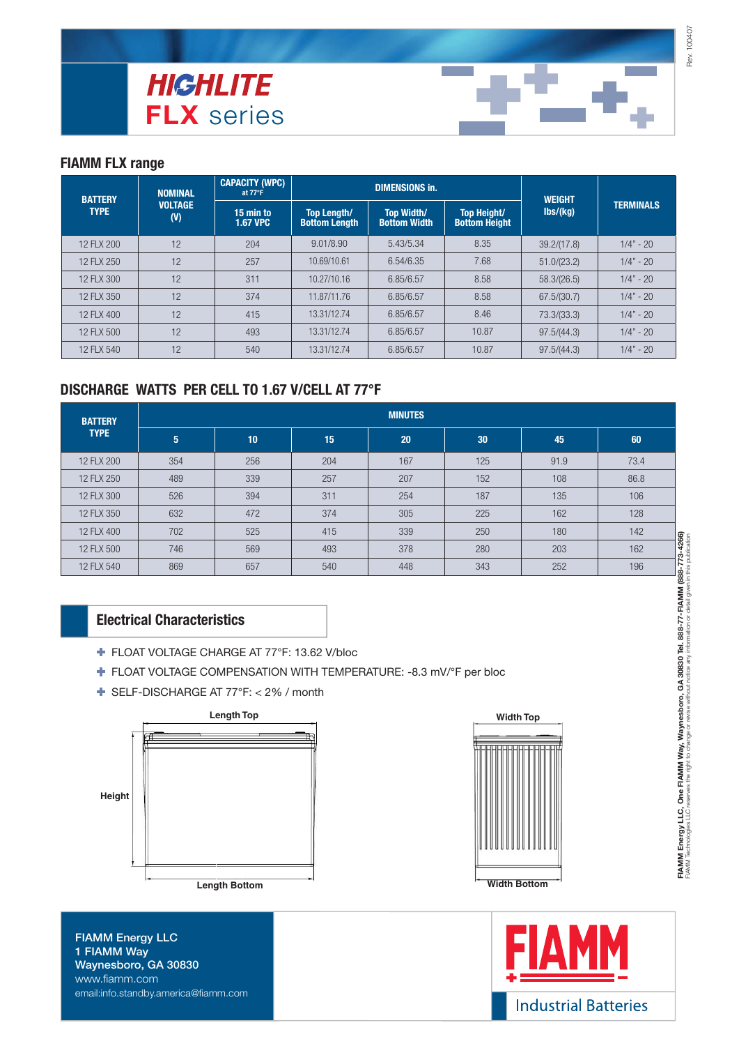# HIGHLITE FLX series

## FIAMM FLX range

| BATTERY TYPE | NOMINAL VOLTAGE (V) | CAPACITY (WPC) at 77°F | DIMENSIONS in. | | | WEIGHT lbs/(kg) | TERMINALS |
|---|---|---|---|---|---|---|---|
| | | 15 min to 1.67 VPC | Top Length/ Bottom Length | Top Width/ Bottom Width | Top Height/ Bottom Height | | |
| 12 FLX 200 | 12 | 204 | 9.01/8.90 | 5.43/5.34 | 8.35 | 39.2/(17.8) | 1/4" - 20 |
| 12 FLX 250 | 12 | 257 | 10.69/10.61 | 6.54/6.35 | 7.68 | 51.0/(23.2) | 1/4" - 20 |
| 12 FLX 300 | 12 | 311 | 10.27/10.16 | 6.85/6.57 | 8.58 | 58.3/(26.5) | 1/4" - 20 |
| 12 FLX 350 | 12 | 374 | 11.87/11.76 | 6.85/6.57 | 8.58 | 67.5/(30.7) | 1/4" - 20 |
| 12 FLX 400 | 12 | 415 | 13.31/12.74 | 6.85/6.57 | 8.46 | 73.3/(33.3) | 1/4" - 20 |
| 12 FLX 500 | 12 | 493 | 13.31/12.74 | 6.85/6.57 | 10.87 | 97.5/(44.3) | 1/4" - 20 |
| 12 FLX 540 | 12 | 540 | 13.31/12.74 | 6.85/6.57 | 10.87 | 97.5/(44.3) | 1/4" - 20 |

## DISCHARGE WATTS PER CELL TO 1.67 V/CELL AT 77°F

| BATTERY TYPE | MINUTES | | | | | | |
|---|---|---|---|---|---|---|---|
| | 5 | 10 | 15 | 20 | 30 | 45 | 60 |
| 12 FLX 200 | 354 | 256 | 204 | 167 | 125 | 91.9 | 73.4 |
| 12 FLX 250 | 489 | 339 | 257 | 207 | 152 | 108 | 86.8 |
| 12 FLX 300 | 526 | 394 | 311 | 254 | 187 | 135 | 106 |
| 12 FLX 350 | 632 | 472 | 374 | 305 | 225 | 162 | 128 |
| 12 FLX 400 | 702 | 525 | 415 | 339 | 250 | 180 | 142 |
| 12 FLX 500 | 746 | 569 | 493 | 378 | 280 | 203 | 162 |
| 12 FLX 540 | 869 | 657 | 540 | 448 | 343 | 252 | 196 |

## Electrical Characteristics

- FLOAT VOLTAGE CHARGE AT 77°F: 13.62 V/bloc
- FLOAT VOLTAGE COMPENSATION WITH TEMPERATURE: -8.3 mV/°F per bloc
- SELF-DISCHARGE AT 77°F: < 2% / month

Length Top

Height

Length Bottom

Width Top

Width Bottom

**FIAMM Energy LLC, One FIAMM Way, Waynesboro, GA 30830 Tel. 888-77-FIAMM (888-773-4266)**
FIAMM Technologies LLC reserves the right to change or revise without notice any information or detail given in this publication

Rev. 100407

FIAMM Energy LLC
1 FIAMM Way
Waynesboro, GA 30830
www.fiamm.com
email:info.standby.america@fiamm.com

FIAMM
Industrial Batteries